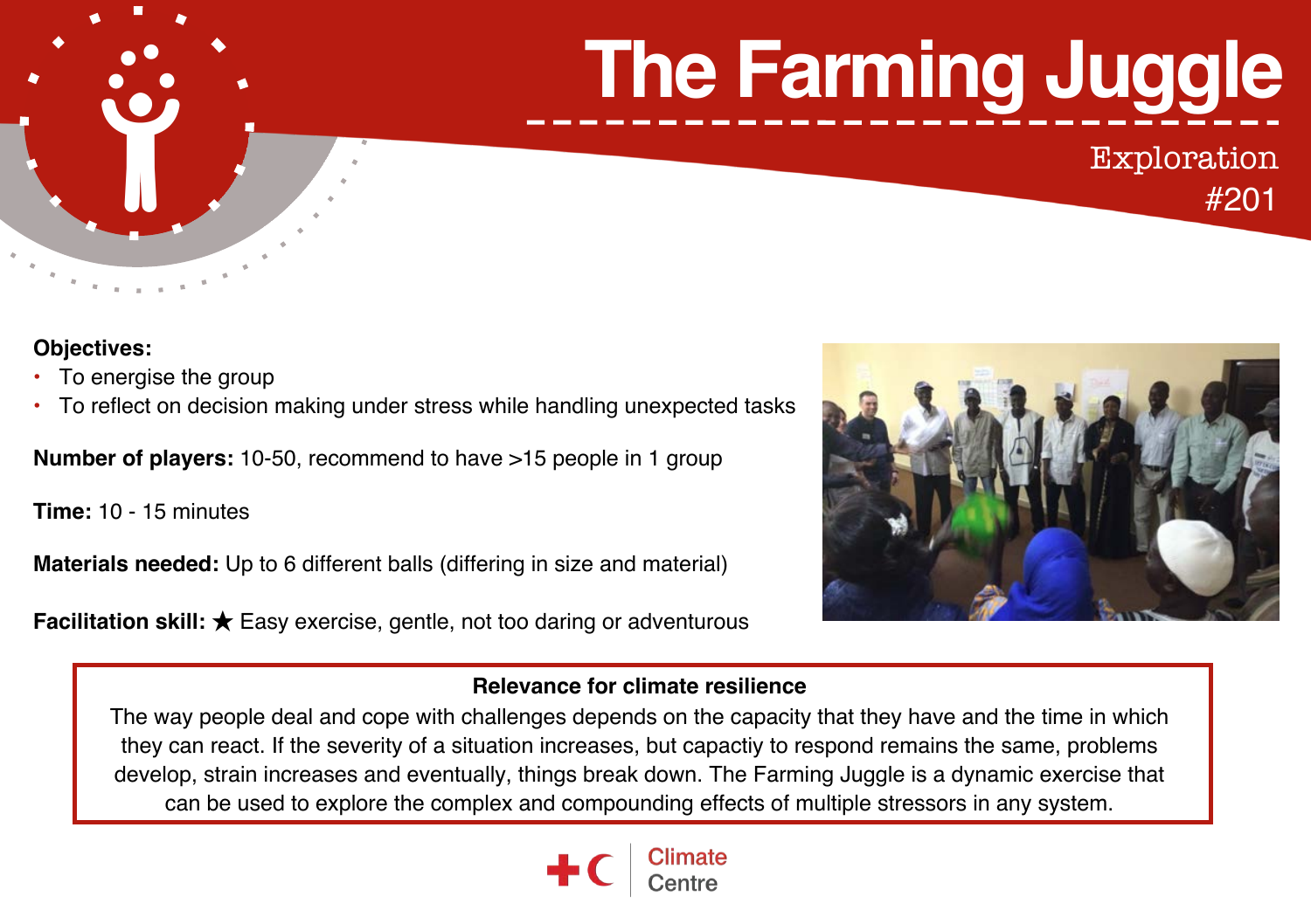# The Farming Juggle

Exploration
#201

**Objectives:**

- To energise the group
- To reflect on decision making under stress while handling unexpected tasks

**Number of players:** 10-50, recommend to have >15 people in 1 group

**Time:** 10 - 15 minutes

**Materials needed:** Up to 6 different balls (differing in size and material)

**Facilitation skill:** ★ Easy exercise, gentle, not too daring or adventurous

**Relevance for climate resilience**

The way people deal and cope with challenges depends on the capacity that they have and the time in which they can react. If the severity of a situation increases, but capactiy to respond remains the same, problems develop, strain increases and eventually, things break down. The Farming Juggle is a dynamic exercise that can be used to explore the complex and compounding effects of multiple stressors in any system.

Climate Centre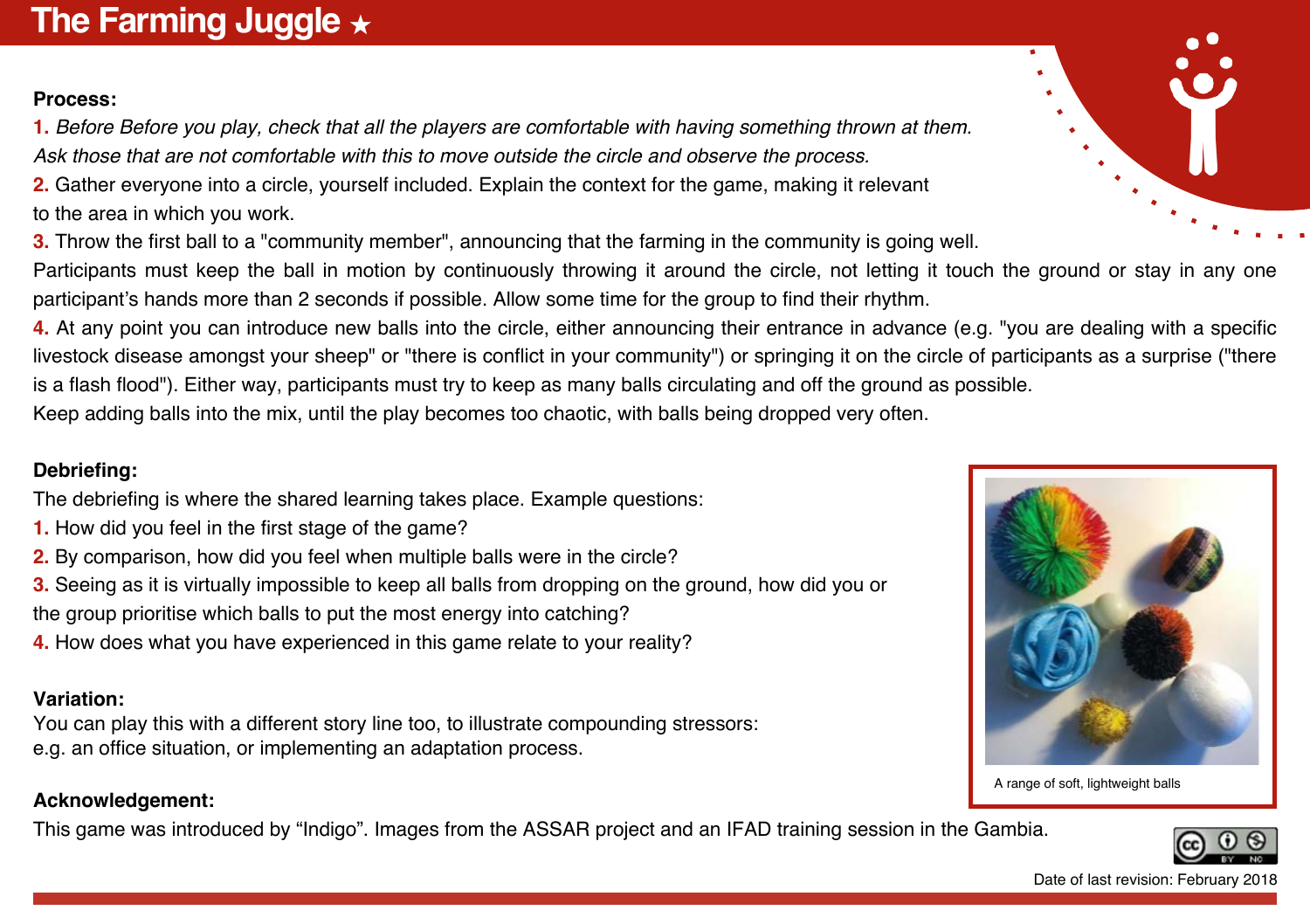# The Farming Juggle ★

**Process:**

1. *Before Before you play, check that all the players are comfortable with having something thrown at them. Ask those that are not comfortable with this to move outside the circle and observe the process.*
2. Gather everyone into a circle, yourself included. Explain the context for the game, making it relevant to the area in which you work.
3. Throw the first ball to a "community member", announcing that the farming in the community is going well. Participants must keep the ball in motion by continuously throwing it around the circle, not letting it touch the ground or stay in any one participant's hands more than 2 seconds if possible. Allow some time for the group to find their rhythm.
4. At any point you can introduce new balls into the circle, either announcing their entrance in advance (e.g. "you are dealing with a specific livestock disease amongst your sheep" or "there is conflict in your community") or springing it on the circle of participants as a surprise ("there is a flash flood"). Either way, participants must try to keep as many balls circulating and off the ground as possible. Keep adding balls into the mix, until the play becomes too chaotic, with balls being dropped very often.

**Debriefing:**

The debriefing is where the shared learning takes place. Example questions:

1. How did you feel in the first stage of the game?
2. By comparison, how did you feel when multiple balls were in the circle?
3. Seeing as it is virtually impossible to keep all balls from dropping on the ground, how did you or the group prioritise which balls to put the most energy into catching?
4. How does what you have experienced in this game relate to your reality?

A range of soft, lightweight balls

**Variation:**

You can play this with a different story line too, to illustrate compounding stressors: e.g. an office situation, or implementing an adaptation process.

**Acknowledgement:**

This game was introduced by "Indigo". Images from the ASSAR project and an IFAD training session in the Gambia.

Date of last revision: February 2018